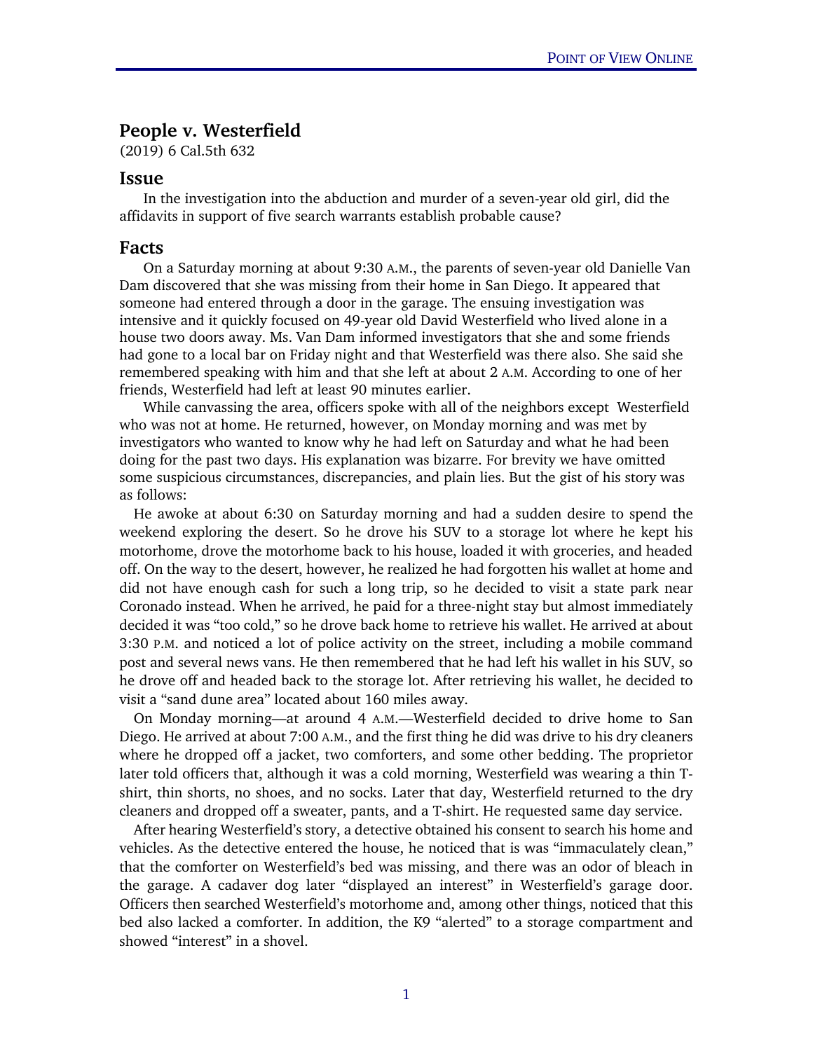## People v. Westerfield

(2019) 6 Cal.5th 632

## Issue

In the investigation into the abduction and murder of a seven-year old girl, did the affidavits in support of five search warrants establish probable cause?

## Facts

On a Saturday morning at about 9:30 A.M., the parents of seven-year old Danielle Van Dam discovered that she was missing from their home in San Diego. It appeared that someone had entered through a door in the garage. The ensuing investigation was intensive and it quickly focused on 49-year old David Westerfield who lived alone in a house two doors away. Ms. Van Dam informed investigators that she and some friends had gone to a local bar on Friday night and that Westerfield was there also. She said she remembered speaking with him and that she left at about 2 A.M. According to one of her friends, Westerfield had left at least 90 minutes earlier.

While canvassing the area, officers spoke with all of the neighbors except Westerfield who was not at home. He returned, however, on Monday morning and was met by investigators who wanted to know why he had left on Saturday and what he had been doing for the past two days. His explanation was bizarre. For brevity we have omitted some suspicious circumstances, discrepancies, and plain lies. But the gist of his story was as follows:

He awoke at about 6:30 on Saturday morning and had a sudden desire to spend the weekend exploring the desert. So he drove his SUV to a storage lot where he kept his motorhome, drove the motorhome back to his house, loaded it with groceries, and headed off. On the way to the desert, however, he realized he had forgotten his wallet at home and did not have enough cash for such a long trip, so he decided to visit a state park near Coronado instead. When he arrived, he paid for a three-night stay but almost immediately decided it was "too cold," so he drove back home to retrieve his wallet. He arrived at about 3:30 P.M. and noticed a lot of police activity on the street, including a mobile command post and several news vans. He then remembered that he had left his wallet in his SUV, so he drove off and headed back to the storage lot. After retrieving his wallet, he decided to visit a "sand dune area" located about 160 miles away.

On Monday morning—at around 4 A.M.—Westerfield decided to drive home to San Diego. He arrived at about 7:00 A.M., and the first thing he did was drive to his dry cleaners where he dropped off a jacket, two comforters, and some other bedding. The proprietor later told officers that, although it was a cold morning, Westerfield was wearing a thin T-shirt, thin shorts, no shoes, and no socks. Later that day, Westerfield returned to the dry cleaners and dropped off a sweater, pants, and a T-shirt. He requested same day service.

After hearing Westerfield's story, a detective obtained his consent to search his home and vehicles. As the detective entered the house, he noticed that is was "immaculately clean," that the comforter on Westerfield's bed was missing, and there was an odor of bleach in the garage. A cadaver dog later "displayed an interest" in Westerfield's garage door. Officers then searched Westerfield's motorhome and, among other things, noticed that this bed also lacked a comforter. In addition, the K9 "alerted" to a storage compartment and showed "interest" in a shovel.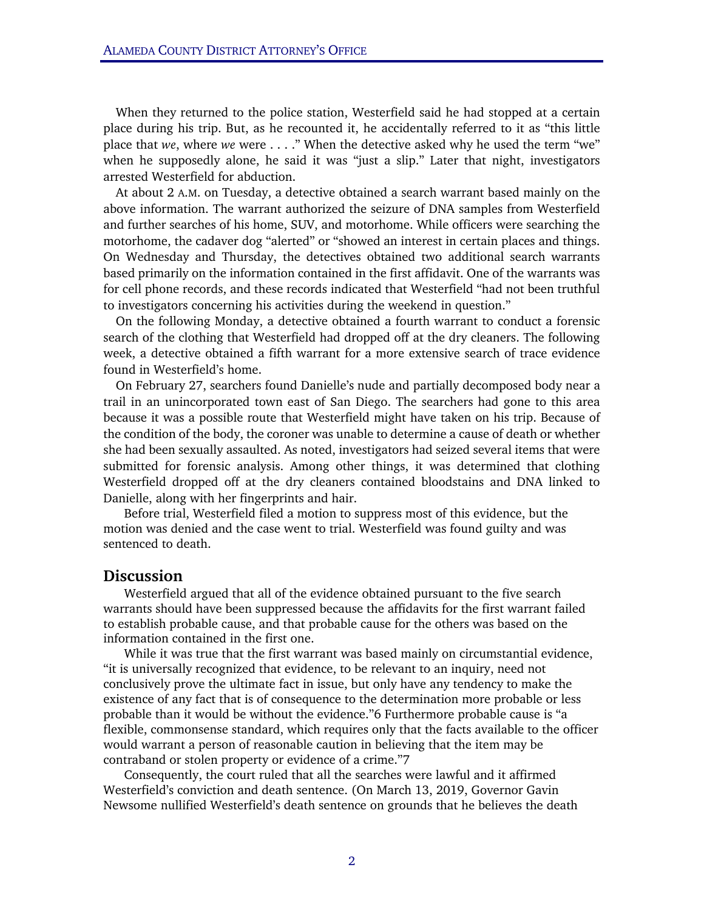When they returned to the police station, Westerfield said he had stopped at a certain place during his trip. But, as he recounted it, he accidentally referred to it as "this little place that *we*, where *we* were . . . ." When the detective asked why he used the term "we" when he supposedly alone, he said it was "just a slip." Later that night, investigators arrested Westerfield for abduction.

At about 2 A.M. on Tuesday, a detective obtained a search warrant based mainly on the above information. The warrant authorized the seizure of DNA samples from Westerfield and further searches of his home, SUV, and motorhome. While officers were searching the motorhome, the cadaver dog "alerted" or "showed an interest in certain places and things. On Wednesday and Thursday, the detectives obtained two additional search warrants based primarily on the information contained in the first affidavit. One of the warrants was for cell phone records, and these records indicated that Westerfield "had not been truthful to investigators concerning his activities during the weekend in question."

On the following Monday, a detective obtained a fourth warrant to conduct a forensic search of the clothing that Westerfield had dropped off at the dry cleaners. The following week, a detective obtained a fifth warrant for a more extensive search of trace evidence found in Westerfield's home.

On February 27, searchers found Danielle's nude and partially decomposed body near a trail in an unincorporated town east of San Diego. The searchers had gone to this area because it was a possible route that Westerfield might have taken on his trip. Because of the condition of the body, the coroner was unable to determine a cause of death or whether she had been sexually assaulted. As noted, investigators had seized several items that were submitted for forensic analysis. Among other things, it was determined that clothing Westerfield dropped off at the dry cleaners contained bloodstains and DNA linked to Danielle, along with her fingerprints and hair.

Before trial, Westerfield filed a motion to suppress most of this evidence, but the motion was denied and the case went to trial. Westerfield was found guilty and was sentenced to death.

## Discussion

Westerfield argued that all of the evidence obtained pursuant to the five search warrants should have been suppressed because the affidavits for the first warrant failed to establish probable cause, and that probable cause for the others was based on the information contained in the first one.

While it was true that the first warrant was based mainly on circumstantial evidence, "it is universally recognized that evidence, to be relevant to an inquiry, need not conclusively prove the ultimate fact in issue, but only have any tendency to make the existence of any fact that is of consequence to the determination more probable or less probable than it would be without the evidence."[6] Furthermore probable cause is "a flexible, commonsense standard, which requires only that the facts available to the officer would warrant a person of reasonable caution in believing that the item may be contraband or stolen property or evidence of a crime."[7]

Consequently, the court ruled that all the searches were lawful and it affirmed Westerfield's conviction and death sentence. (On March 13, 2019, Governor Gavin Newsome nullified Westerfield's death sentence on grounds that he believes the death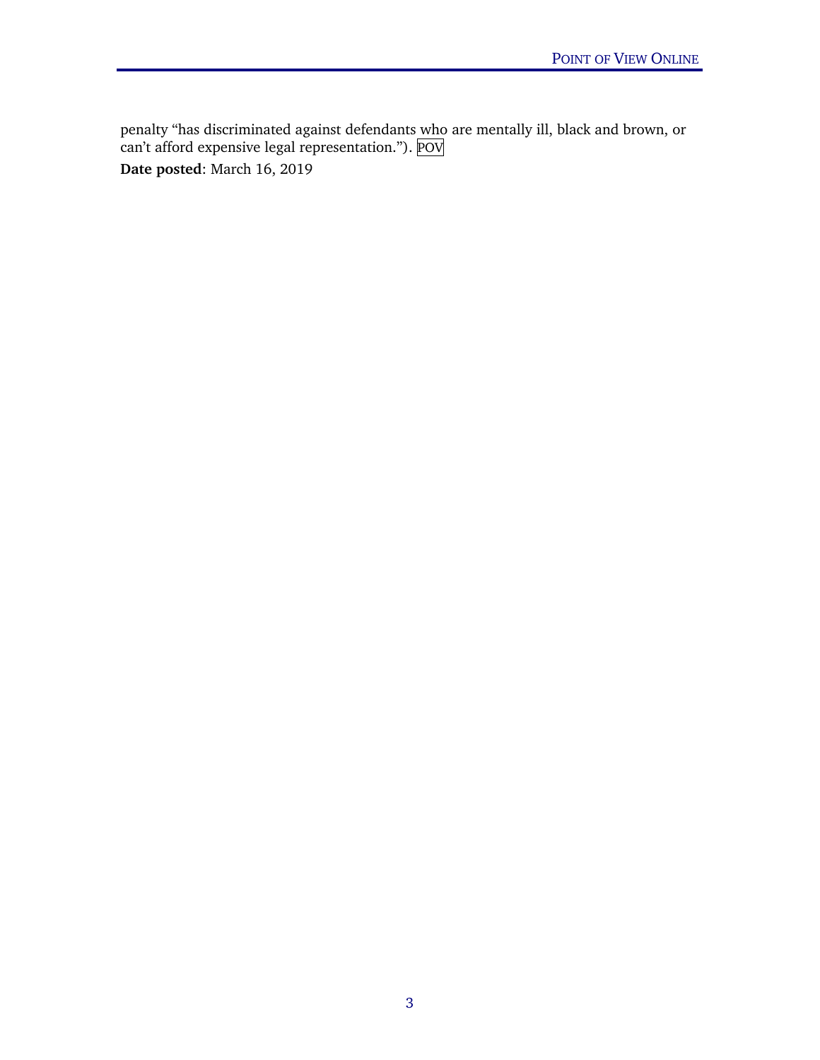penalty "has discriminated against defendants who are mentally ill, black and brown, or can't afford expensive legal representation."). POV

**Date posted**: March 16, 2019